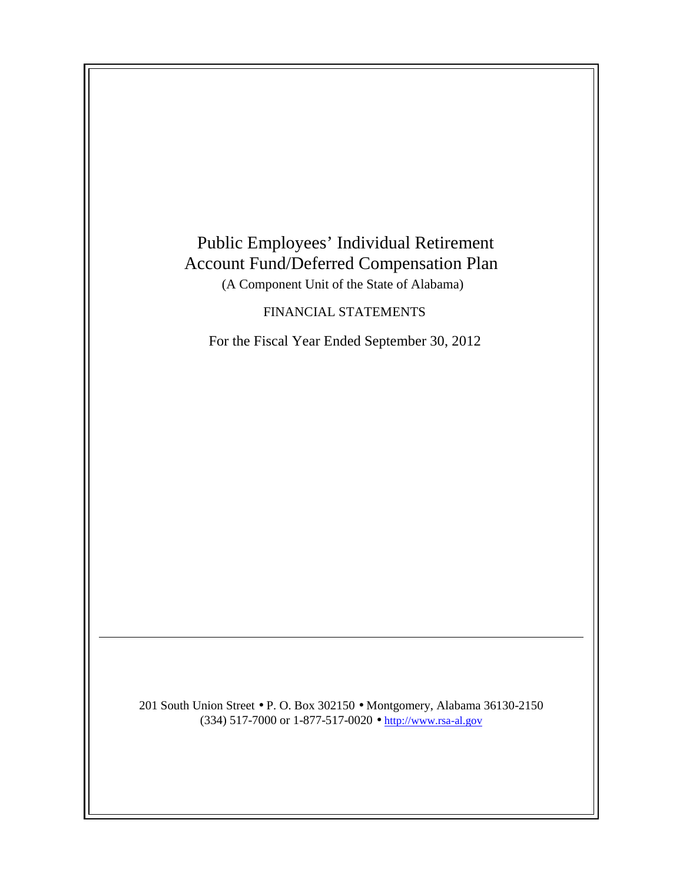# Public Employees' Individual Retirement Account Fund/Deferred Compensation Plan

(A Component Unit of the State of Alabama)

FINANCIAL STATEMENTS

For the Fiscal Year Ended September 30, 2012

---

201 South Union Street • P. O. Box 302150 • Montgomery, Alabama 36130-2150
(334) 517-7000 or 1-877-517-0020 • http://www.rsa-al.gov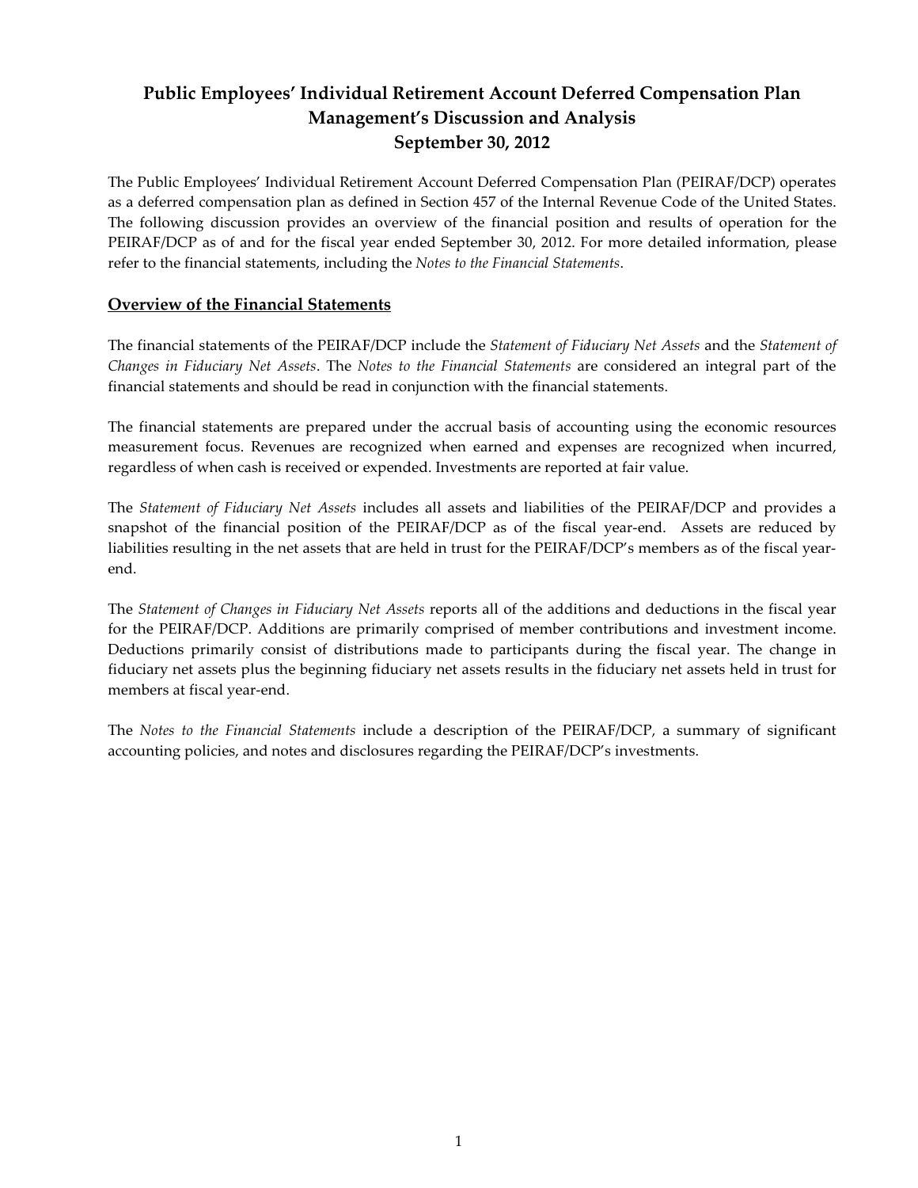# Public Employees' Individual Retirement Account Deferred Compensation Plan
# Management's Discussion and Analysis
# September 30, 2012

The Public Employees' Individual Retirement Account Deferred Compensation Plan (PEIRAF/DCP) operates as a deferred compensation plan as defined in Section 457 of the Internal Revenue Code of the United States. The following discussion provides an overview of the financial position and results of operation for the PEIRAF/DCP as of and for the fiscal year ended September 30, 2012. For more detailed information, please refer to the financial statements, including the *Notes to the Financial Statements*.

## Overview of the Financial Statements

The financial statements of the PEIRAF/DCP include the *Statement of Fiduciary Net Assets* and the *Statement of Changes in Fiduciary Net Assets*. The *Notes to the Financial Statements* are considered an integral part of the financial statements and should be read in conjunction with the financial statements.

The financial statements are prepared under the accrual basis of accounting using the economic resources measurement focus. Revenues are recognized when earned and expenses are recognized when incurred, regardless of when cash is received or expended. Investments are reported at fair value.

The *Statement of Fiduciary Net Assets* includes all assets and liabilities of the PEIRAF/DCP and provides a snapshot of the financial position of the PEIRAF/DCP as of the fiscal year-end. Assets are reduced by liabilities resulting in the net assets that are held in trust for the PEIRAF/DCP's members as of the fiscal year-end.

The *Statement of Changes in Fiduciary Net Assets* reports all of the additions and deductions in the fiscal year for the PEIRAF/DCP. Additions are primarily comprised of member contributions and investment income. Deductions primarily consist of distributions made to participants during the fiscal year. The change in fiduciary net assets plus the beginning fiduciary net assets results in the fiduciary net assets held in trust for members at fiscal year-end.

The *Notes to the Financial Statements* include a description of the PEIRAF/DCP, a summary of significant accounting policies, and notes and disclosures regarding the PEIRAF/DCP's investments.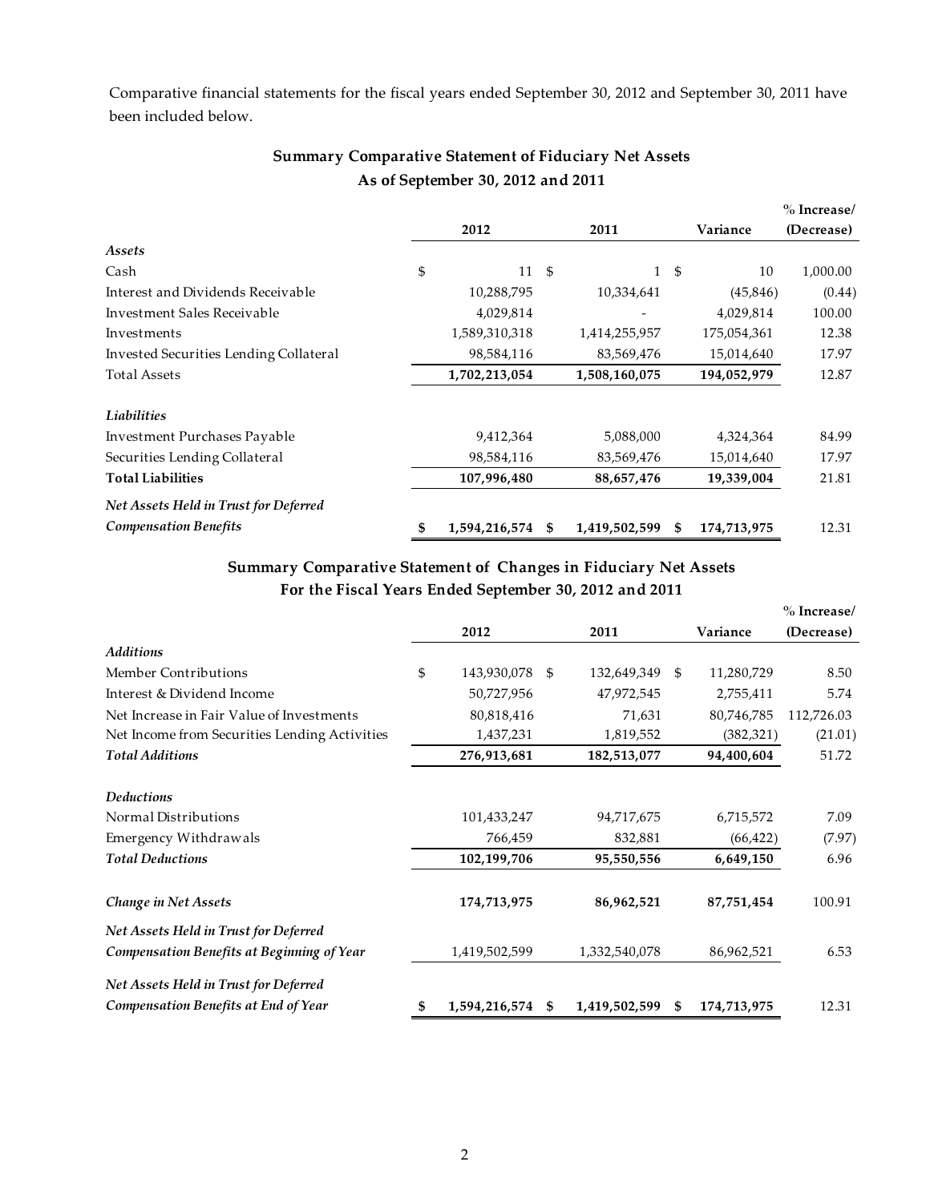Comparative financial statements for the fiscal years ended September 30, 2012 and September 30, 2011 have been included below.

## Summary Comparative Statement of Fiduciary Net Assets
### As of September 30, 2012 and 2011

| | 2012 | 2011 | Variance | % Increase/ (Decrease) |
|---|---|---|---|---|
| ***Assets*** | | | | |
| Cash | $ 11 | $ 1 | $ 10 | 1,000.00 |
| Interest and Dividends Receivable | 10,288,795 | 10,334,641 | (45,846) | (0.44) |
| Investment Sales Receivable | 4,029,814 | - | 4,029,814 | 100.00 |
| Investments | 1,589,310,318 | 1,414,255,957 | 175,054,361 | 12.38 |
| Invested Securities Lending Collateral | 98,584,116 | 83,569,476 | 15,014,640 | 17.97 |
| Total Assets | **1,702,213,054** | **1,508,160,075** | **194,052,979** | 12.87 |
| ***Liabilities*** | | | | |
| Investment Purchases Payable | 9,412,364 | 5,088,000 | 4,324,364 | 84.99 |
| Securities Lending Collateral | 98,584,116 | 83,569,476 | 15,014,640 | 17.97 |
| **Total Liabilities** | **107,996,480** | **88,657,476** | **19,339,004** | 21.81 |
| ***Net Assets Held in Trust for Deferred Compensation Benefits*** | **$ 1,594,216,574** | **$ 1,419,502,599** | **$ 174,713,975** | 12.31 |

## Summary Comparative Statement of Changes in Fiduciary Net Assets
### For the Fiscal Years Ended September 30, 2012 and 2011

| | 2012 | 2011 | Variance | % Increase/ (Decrease) |
|---|---|---|---|---|
| ***Additions*** | | | | |
| Member Contributions | $ 143,930,078 | $ 132,649,349 | $ 11,280,729 | 8.50 |
| Interest & Dividend Income | 50,727,956 | 47,972,545 | 2,755,411 | 5.74 |
| Net Increase in Fair Value of Investments | 80,818,416 | 71,631 | 80,746,785 | 112,726.03 |
| Net Income from Securities Lending Activities | 1,437,231 | 1,819,552 | (382,321) | (21.01) |
| ***Total Additions*** | **276,913,681** | **182,513,077** | **94,400,604** | 51.72 |
| ***Deductions*** | | | | |
| Normal Distributions | 101,433,247 | 94,717,675 | 6,715,572 | 7.09 |
| Emergency Withdrawals | 766,459 | 832,881 | (66,422) | (7.97) |
| ***Total Deductions*** | **102,199,706** | **95,550,556** | **6,649,150** | 6.96 |
| ***Change in Net Assets*** | **174,713,975** | **86,962,521** | **87,751,454** | 100.91 |
| ***Net Assets Held in Trust for Deferred Compensation Benefits at Beginning of Year*** | 1,419,502,599 | 1,332,540,078 | 86,962,521 | 6.53 |
| ***Net Assets Held in Trust for Deferred Compensation Benefits at End of Year*** | **$ 1,594,216,574** | **$ 1,419,502,599** | **$ 174,713,975** | 12.31 |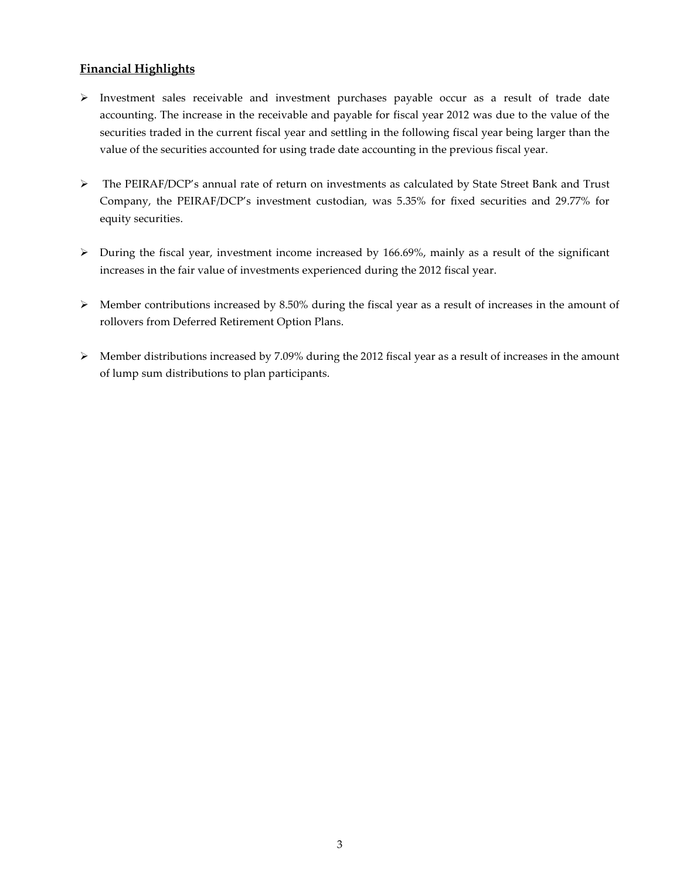## Financial Highlights

- Investment sales receivable and investment purchases payable occur as a result of trade date accounting. The increase in the receivable and payable for fiscal year 2012 was due to the value of the securities traded in the current fiscal year and settling in the following fiscal year being larger than the value of the securities accounted for using trade date accounting in the previous fiscal year.
- The PEIRAF/DCP's annual rate of return on investments as calculated by State Street Bank and Trust Company, the PEIRAF/DCP's investment custodian, was 5.35% for fixed securities and 29.77% for equity securities.
- During the fiscal year, investment income increased by 166.69%, mainly as a result of the significant increases in the fair value of investments experienced during the 2012 fiscal year.
- Member contributions increased by 8.50% during the fiscal year as a result of increases in the amount of rollovers from Deferred Retirement Option Plans.
- Member distributions increased by 7.09% during the 2012 fiscal year as a result of increases in the amount of lump sum distributions to plan participants.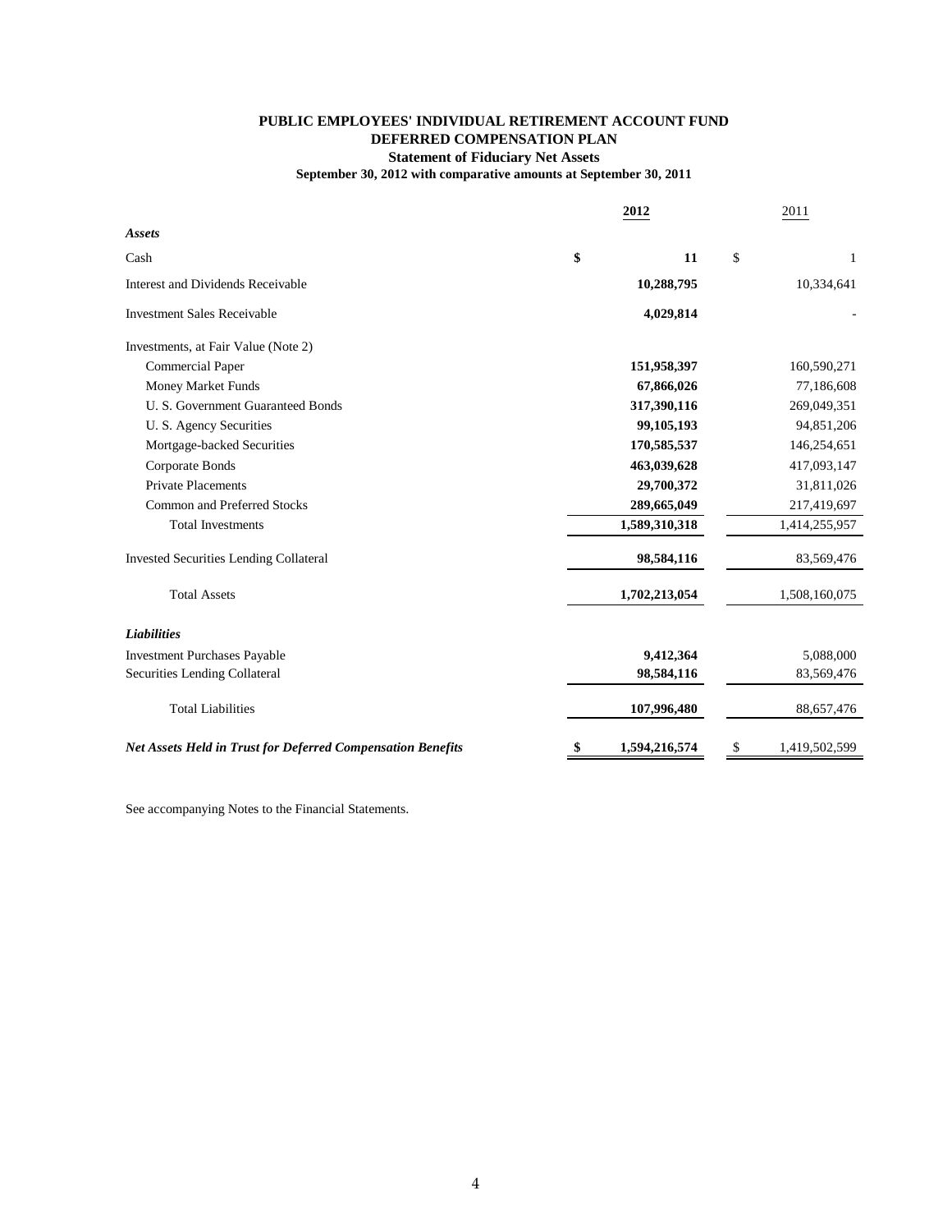# PUBLIC EMPLOYEES' INDIVIDUAL RETIREMENT ACCOUNT FUND
## DEFERRED COMPENSATION PLAN
### Statement of Fiduciary Net Assets
**September 30, 2012 with comparative amounts at September 30, 2011**

| | 2012 | 2011 |
|---|---|---|
| ***Assets*** | | |
| Cash | **$ 11** | $ 1 |
| Interest and Dividends Receivable | **10,288,795** | 10,334,641 |
| Investment Sales Receivable | **4,029,814** | - |
| Investments, at Fair Value (Note 2) | | |
| Commercial Paper | **151,958,397** | 160,590,271 |
| Money Market Funds | **67,866,026** | 77,186,608 |
| U. S. Government Guaranteed Bonds | **317,390,116** | 269,049,351 |
| U. S. Agency Securities | **99,105,193** | 94,851,206 |
| Mortgage-backed Securities | **170,585,537** | 146,254,651 |
| Corporate Bonds | **463,039,628** | 417,093,147 |
| Private Placements | **29,700,372** | 31,811,026 |
| Common and Preferred Stocks | **289,665,049** | 217,419,697 |
| Total Investments | **1,589,310,318** | 1,414,255,957 |
| Invested Securities Lending Collateral | **98,584,116** | 83,569,476 |
| Total Assets | **1,702,213,054** | 1,508,160,075 |
| ***Liabilities*** | | |
| Investment Purchases Payable | **9,412,364** | 5,088,000 |
| Securities Lending Collateral | **98,584,116** | 83,569,476 |
| Total Liabilities | **107,996,480** | 88,657,476 |
| ***Net Assets Held in Trust for Deferred Compensation Benefits*** | **$ 1,594,216,574** | $ 1,419,502,599 |

See accompanying Notes to the Financial Statements.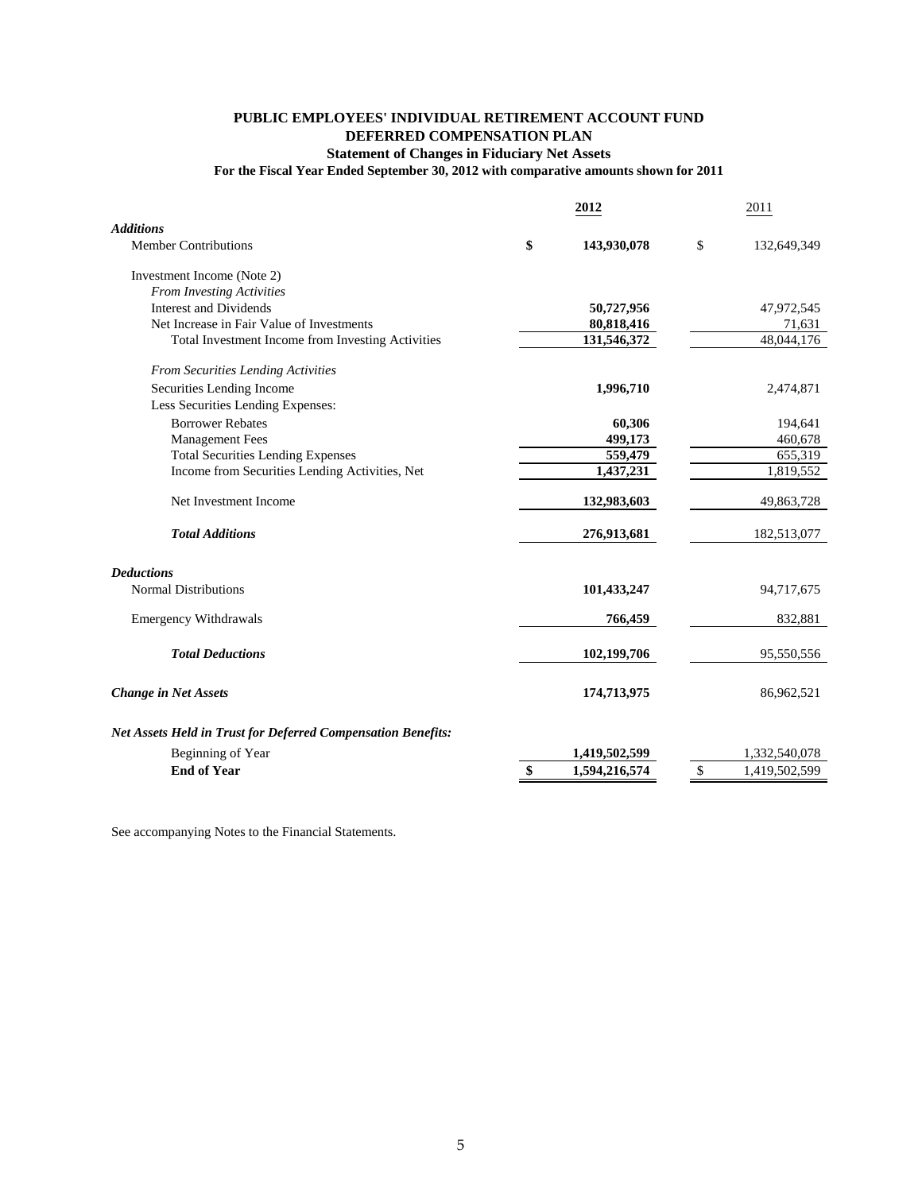**PUBLIC EMPLOYEES' INDIVIDUAL RETIREMENT ACCOUNT FUND**
**DEFERRED COMPENSATION PLAN**
**Statement of Changes in Fiduciary Net Assets**
**For the Fiscal Year Ended September 30, 2012 with comparative amounts shown for 2011**

| | 2012 | 2011 |
|---|---|---|
| ***Additions*** | | |
| Member Contributions | **$ 143,930,078** | $ 132,649,349 |
| Investment Income (Note 2) | | |
| *From Investing Activities* | | |
| Interest and Dividends | **50,727,956** | 47,972,545 |
| Net Increase in Fair Value of Investments | **80,818,416** | 71,631 |
| Total Investment Income from Investing Activities | **131,546,372** | 48,044,176 |
| *From Securities Lending Activities* | | |
| Securities Lending Income | **1,996,710** | 2,474,871 |
| Less Securities Lending Expenses: | | |
| Borrower Rebates | **60,306** | 194,641 |
| Management Fees | **499,173** | 460,678 |
| Total Securities Lending Expenses | **559,479** | 655,319 |
| Income from Securities Lending Activities, Net | **1,437,231** | 1,819,552 |
| Net Investment Income | **132,983,603** | 49,863,728 |
| ***Total Additions*** | **276,913,681** | 182,513,077 |
| ***Deductions*** | | |
| Normal Distributions | **101,433,247** | 94,717,675 |
| Emergency Withdrawals | **766,459** | 832,881 |
| ***Total Deductions*** | **102,199,706** | 95,550,556 |
| ***Change in Net Assets*** | **174,713,975** | 86,962,521 |
| ***Net Assets Held in Trust for Deferred Compensation Benefits:*** | | |
| Beginning of Year | **1,419,502,599** | 1,332,540,078 |
| **End of Year** | **$ 1,594,216,574** | $ 1,419,502,599 |

See accompanying Notes to the Financial Statements.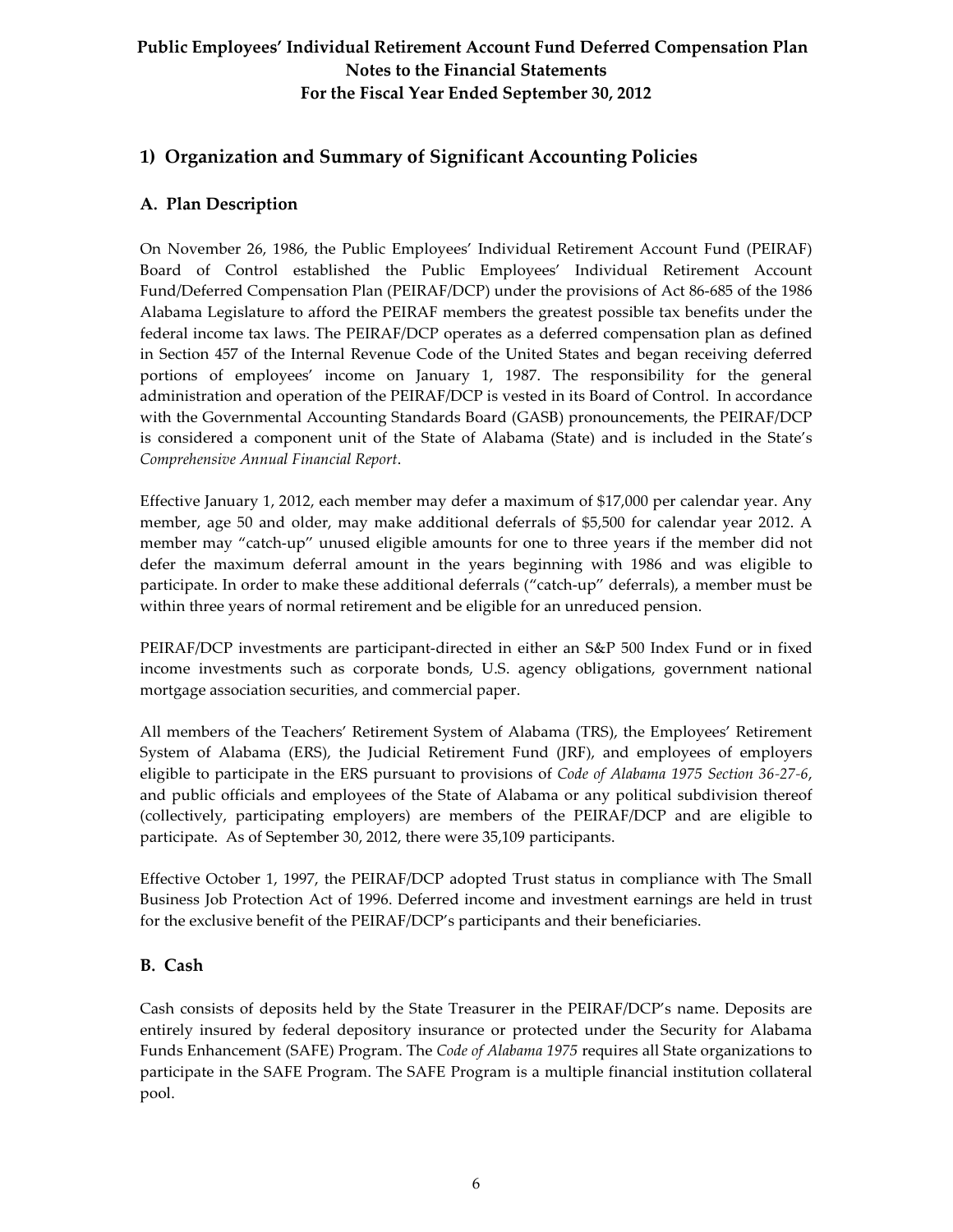# Public Employees' Individual Retirement Account Fund Deferred Compensation Plan
# Notes to the Financial Statements
# For the Fiscal Year Ended September 30, 2012

## 1) Organization and Summary of Significant Accounting Policies

### A. Plan Description

On November 26, 1986, the Public Employees' Individual Retirement Account Fund (PEIRAF) Board of Control established the Public Employees' Individual Retirement Account Fund/Deferred Compensation Plan (PEIRAF/DCP) under the provisions of Act 86-685 of the 1986 Alabama Legislature to afford the PEIRAF members the greatest possible tax benefits under the federal income tax laws. The PEIRAF/DCP operates as a deferred compensation plan as defined in Section 457 of the Internal Revenue Code of the United States and began receiving deferred portions of employees' income on January 1, 1987. The responsibility for the general administration and operation of the PEIRAF/DCP is vested in its Board of Control. In accordance with the Governmental Accounting Standards Board (GASB) pronouncements, the PEIRAF/DCP is considered a component unit of the State of Alabama (State) and is included in the State's *Comprehensive Annual Financial Report*.

Effective January 1, 2012, each member may defer a maximum of $17,000 per calendar year. Any member, age 50 and older, may make additional deferrals of $5,500 for calendar year 2012. A member may "catch-up" unused eligible amounts for one to three years if the member did not defer the maximum deferral amount in the years beginning with 1986 and was eligible to participate. In order to make these additional deferrals ("catch-up" deferrals), a member must be within three years of normal retirement and be eligible for an unreduced pension.

PEIRAF/DCP investments are participant-directed in either an S&P 500 Index Fund or in fixed income investments such as corporate bonds, U.S. agency obligations, government national mortgage association securities, and commercial paper.

All members of the Teachers' Retirement System of Alabama (TRS), the Employees' Retirement System of Alabama (ERS), the Judicial Retirement Fund (JRF), and employees of employers eligible to participate in the ERS pursuant to provisions of *Code of Alabama 1975 Section 36-27-6*, and public officials and employees of the State of Alabama or any political subdivision thereof (collectively, participating employers) are members of the PEIRAF/DCP and are eligible to participate. As of September 30, 2012, there were 35,109 participants.

Effective October 1, 1997, the PEIRAF/DCP adopted Trust status in compliance with The Small Business Job Protection Act of 1996. Deferred income and investment earnings are held in trust for the exclusive benefit of the PEIRAF/DCP's participants and their beneficiaries.

### B. Cash

Cash consists of deposits held by the State Treasurer in the PEIRAF/DCP's name. Deposits are entirely insured by federal depository insurance or protected under the Security for Alabama Funds Enhancement (SAFE) Program. The *Code of Alabama 1975* requires all State organizations to participate in the SAFE Program. The SAFE Program is a multiple financial institution collateral pool.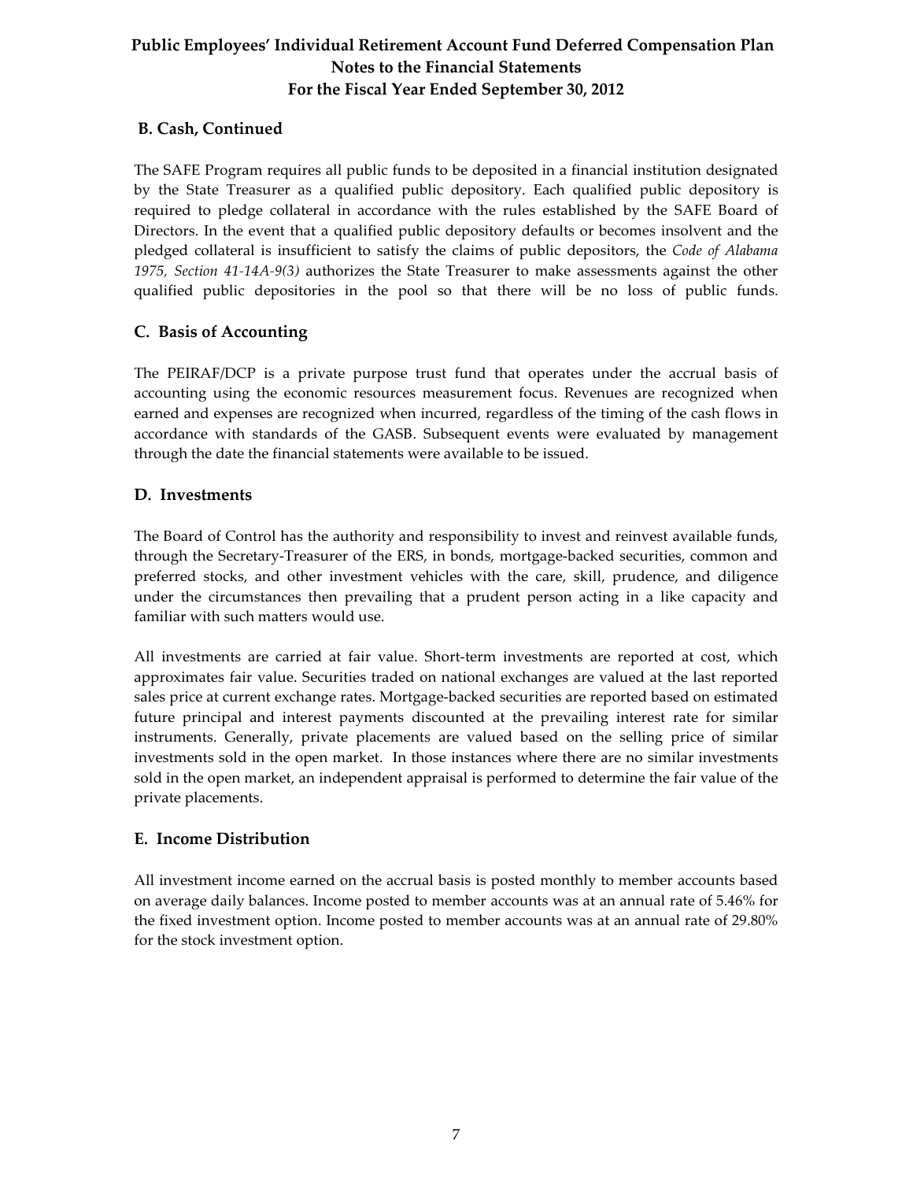### B. Cash, Continued

The SAFE Program requires all public funds to be deposited in a financial institution designated by the State Treasurer as a qualified public depository. Each qualified public depository is required to pledge collateral in accordance with the rules established by the SAFE Board of Directors. In the event that a qualified public depository defaults or becomes insolvent and the pledged collateral is insufficient to satisfy the claims of public depositors, the *Code of Alabama 1975, Section 41-14A-9(3)* authorizes the State Treasurer to make assessments against the other qualified public depositories in the pool so that there will be no loss of public funds.

### C. Basis of Accounting

The PEIRAF/DCP is a private purpose trust fund that operates under the accrual basis of accounting using the economic resources measurement focus. Revenues are recognized when earned and expenses are recognized when incurred, regardless of the timing of the cash flows in accordance with standards of the GASB. Subsequent events were evaluated by management through the date the financial statements were available to be issued.

### D. Investments

The Board of Control has the authority and responsibility to invest and reinvest available funds, through the Secretary-Treasurer of the ERS, in bonds, mortgage-backed securities, common and preferred stocks, and other investment vehicles with the care, skill, prudence, and diligence under the circumstances then prevailing that a prudent person acting in a like capacity and familiar with such matters would use.

All investments are carried at fair value. Short-term investments are reported at cost, which approximates fair value. Securities traded on national exchanges are valued at the last reported sales price at current exchange rates. Mortgage-backed securities are reported based on estimated future principal and interest payments discounted at the prevailing interest rate for similar instruments. Generally, private placements are valued based on the selling price of similar investments sold in the open market. In those instances where there are no similar investments sold in the open market, an independent appraisal is performed to determine the fair value of the private placements.

### E. Income Distribution

All investment income earned on the accrual basis is posted monthly to member accounts based on average daily balances. Income posted to member accounts was at an annual rate of 5.46% for the fixed investment option. Income posted to member accounts was at an annual rate of 29.80% for the stock investment option.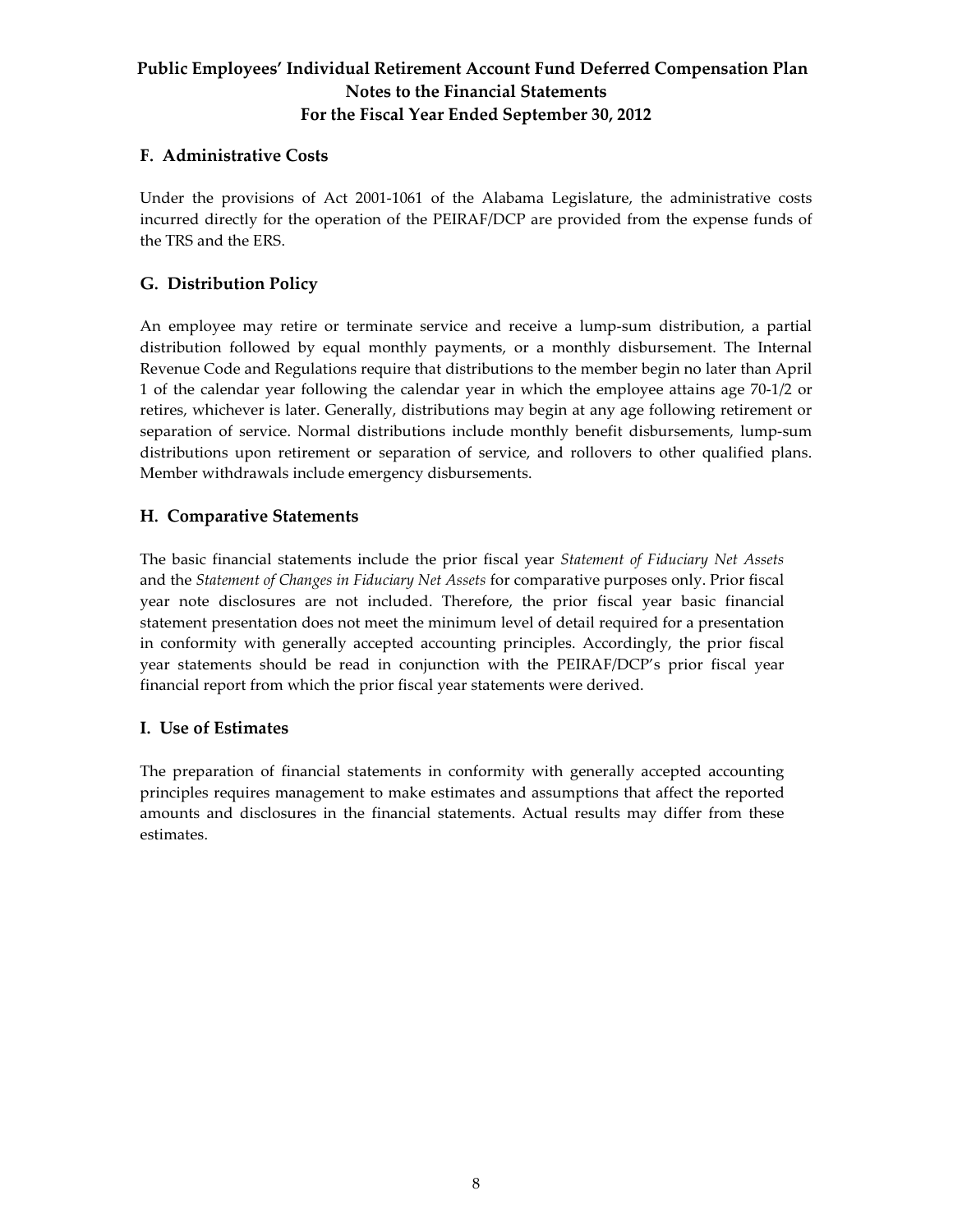**Public Employees' Individual Retirement Account Fund Deferred Compensation Plan**
**Notes to the Financial Statements**
**For the Fiscal Year Ended September 30, 2012**

### F. Administrative Costs

Under the provisions of Act 2001-1061 of the Alabama Legislature, the administrative costs incurred directly for the operation of the PEIRAF/DCP are provided from the expense funds of the TRS and the ERS.

### G. Distribution Policy

An employee may retire or terminate service and receive a lump-sum distribution, a partial distribution followed by equal monthly payments, or a monthly disbursement. The Internal Revenue Code and Regulations require that distributions to the member begin no later than April 1 of the calendar year following the calendar year in which the employee attains age 70-1/2 or retires, whichever is later. Generally, distributions may begin at any age following retirement or separation of service. Normal distributions include monthly benefit disbursements, lump-sum distributions upon retirement or separation of service, and rollovers to other qualified plans. Member withdrawals include emergency disbursements.

### H. Comparative Statements

The basic financial statements include the prior fiscal year *Statement of Fiduciary Net Assets* and the *Statement of Changes in Fiduciary Net Assets* for comparative purposes only. Prior fiscal year note disclosures are not included. Therefore, the prior fiscal year basic financial statement presentation does not meet the minimum level of detail required for a presentation in conformity with generally accepted accounting principles. Accordingly, the prior fiscal year statements should be read in conjunction with the PEIRAF/DCP's prior fiscal year financial report from which the prior fiscal year statements were derived.

### I. Use of Estimates

The preparation of financial statements in conformity with generally accepted accounting principles requires management to make estimates and assumptions that affect the reported amounts and disclosures in the financial statements. Actual results may differ from these estimates.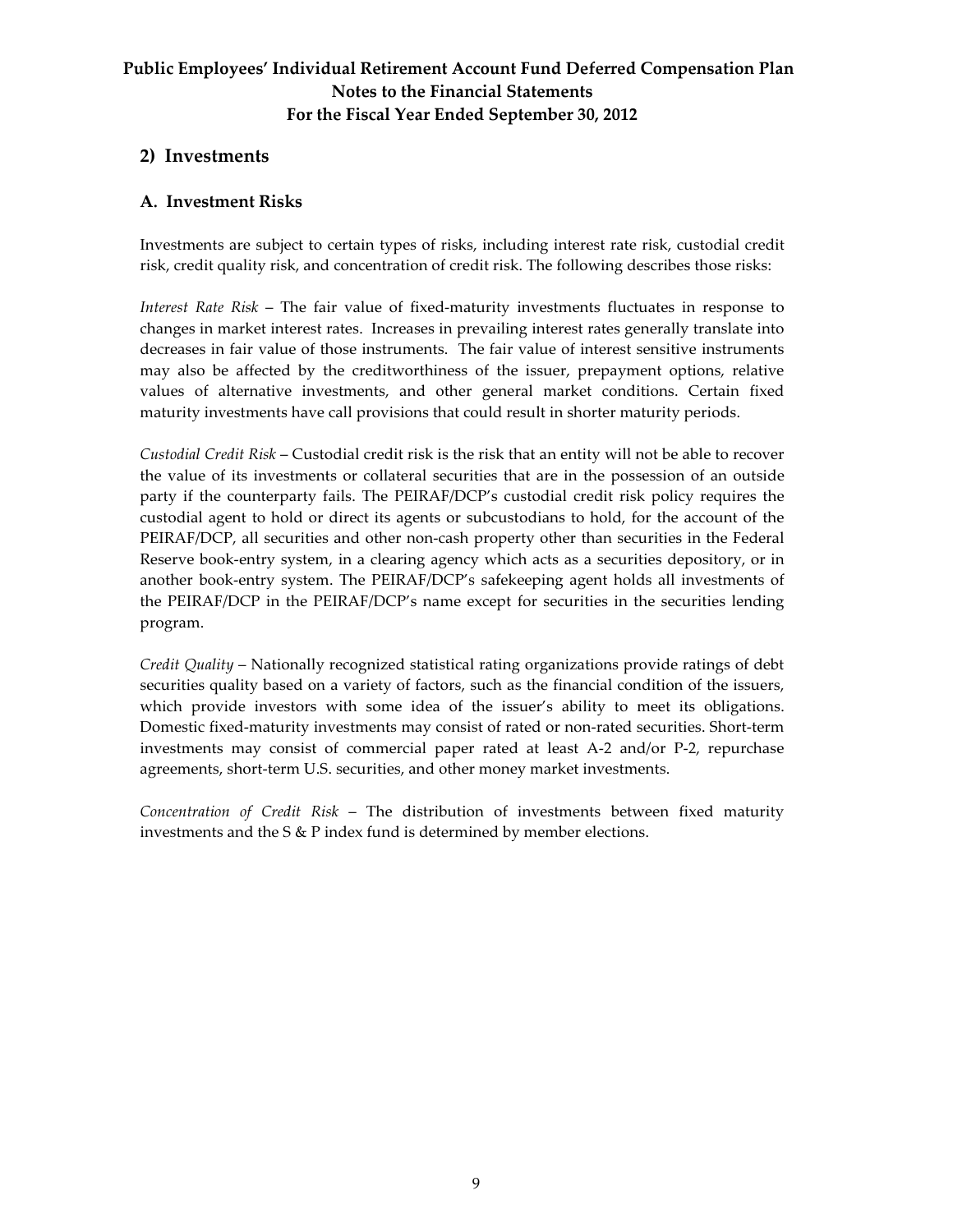# Public Employees' Individual Retirement Account Fund Deferred Compensation Plan
## Notes to the Financial Statements
## For the Fiscal Year Ended September 30, 2012

## 2) Investments

### A. Investment Risks

Investments are subject to certain types of risks, including interest rate risk, custodial credit risk, credit quality risk, and concentration of credit risk. The following describes those risks:

*Interest Rate Risk* – The fair value of fixed-maturity investments fluctuates in response to changes in market interest rates. Increases in prevailing interest rates generally translate into decreases in fair value of those instruments. The fair value of interest sensitive instruments may also be affected by the creditworthiness of the issuer, prepayment options, relative values of alternative investments, and other general market conditions. Certain fixed maturity investments have call provisions that could result in shorter maturity periods.

*Custodial Credit Risk* – Custodial credit risk is the risk that an entity will not be able to recover the value of its investments or collateral securities that are in the possession of an outside party if the counterparty fails. The PEIRAF/DCP's custodial credit risk policy requires the custodial agent to hold or direct its agents or subcustodians to hold, for the account of the PEIRAF/DCP, all securities and other non-cash property other than securities in the Federal Reserve book-entry system, in a clearing agency which acts as a securities depository, or in another book-entry system. The PEIRAF/DCP's safekeeping agent holds all investments of the PEIRAF/DCP in the PEIRAF/DCP's name except for securities in the securities lending program.

*Credit Quality* – Nationally recognized statistical rating organizations provide ratings of debt securities quality based on a variety of factors, such as the financial condition of the issuers, which provide investors with some idea of the issuer's ability to meet its obligations. Domestic fixed-maturity investments may consist of rated or non-rated securities. Short-term investments may consist of commercial paper rated at least A-2 and/or P-2, repurchase agreements, short-term U.S. securities, and other money market investments.

*Concentration of Credit Risk* – The distribution of investments between fixed maturity investments and the S & P index fund is determined by member elections.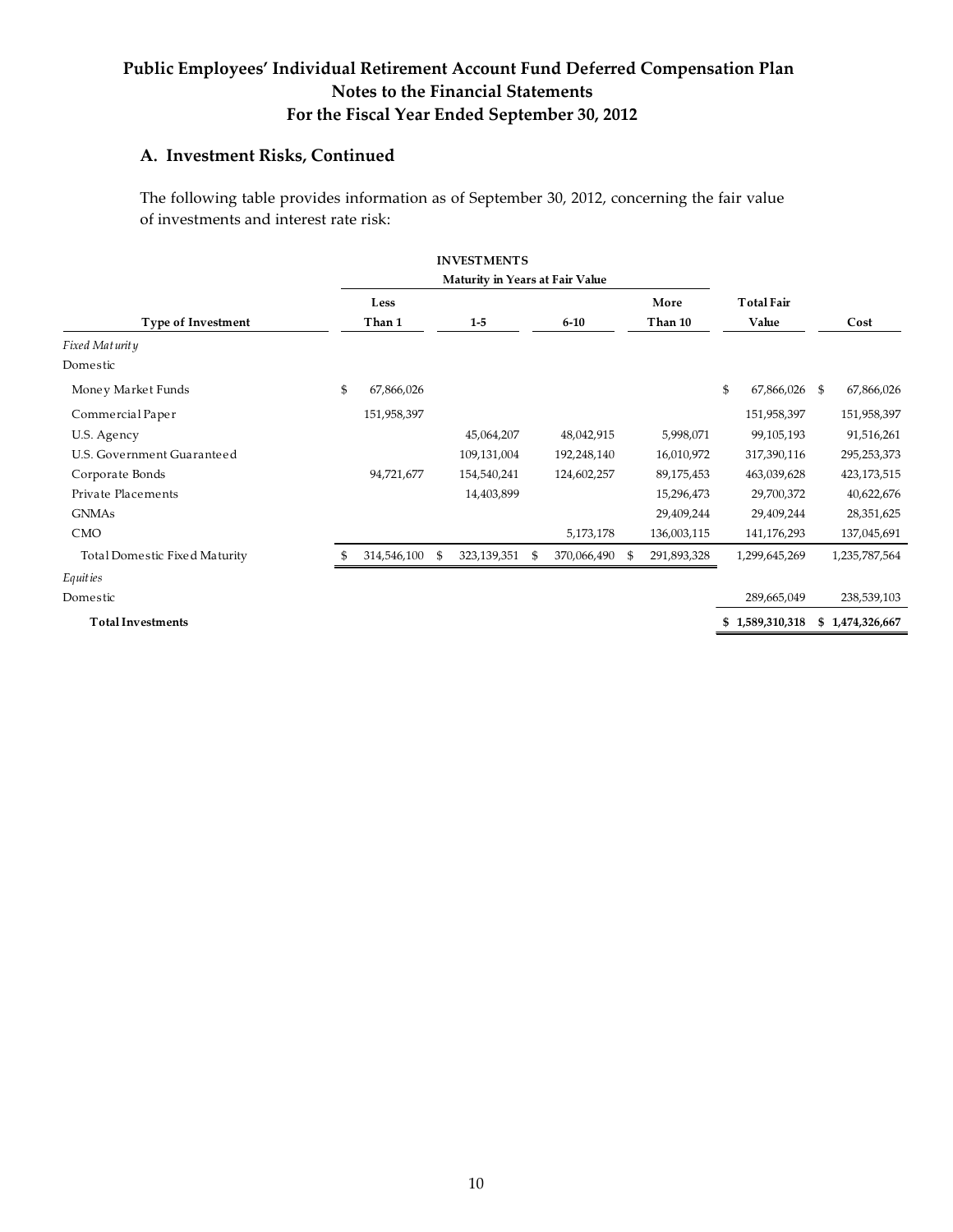## A. Investment Risks, Continued

The following table provides information as of September 30, 2012, concerning the fair value of investments and interest rate risk:

**INVESTMENTS**

| Type of Investment | Maturity in Years at Fair Value | | | | Total Fair Value | Cost |
|---|---|---|---|---|---|---|
| | Less Than 1 | 1-5 | 6-10 | More Than 10 | | |
| *Fixed Maturity* | | | | | | |
| Domestic | | | | | | |
| Money Market Funds | $ 67,866,026 | | | | $ 67,866,026 | $ 67,866,026 |
| Commercial Paper | 151,958,397 | | | | 151,958,397 | 151,958,397 |
| U.S. Agency | | 45,064,207 | 48,042,915 | 5,998,071 | 99,105,193 | 91,516,261 |
| U.S. Government Guaranteed | | 109,131,004 | 192,248,140 | 16,010,972 | 317,390,116 | 295,253,373 |
| Corporate Bonds | 94,721,677 | 154,540,241 | 124,602,257 | 89,175,453 | 463,039,628 | 423,173,515 |
| Private Placements | | 14,403,899 | | 15,296,473 | 29,700,372 | 40,622,676 |
| GNMAs | | | | 29,409,244 | 29,409,244 | 28,351,625 |
| CMO | | | 5,173,178 | 136,003,115 | 141,176,293 | 137,045,691 |
| Total Domestic Fixed Maturity | $ 314,546,100 | $ 323,139,351 | $ 370,066,490 | $ 291,893,328 | 1,299,645,269 | 1,235,787,564 |
| *Equities* | | | | | | |
| Domestic | | | | | 289,665,049 | 238,539,103 |
| **Total Investments** | | | | | **$ 1,589,310,318** | **$ 1,474,326,667** |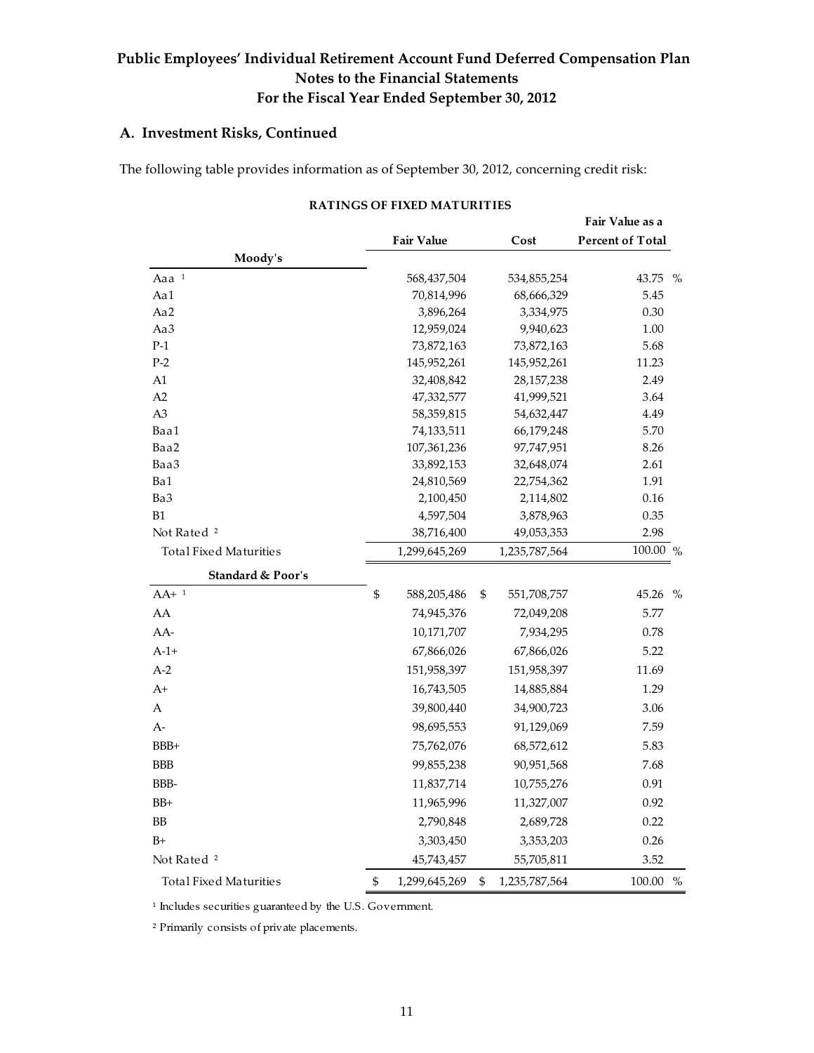## A. Investment Risks, Continued

The following table provides information as of September 30, 2012, concerning credit risk:

**RATINGS OF FIXED MATURITIES**

| | Fair Value | Cost | Fair Value as a Percent of Total |
|---|---|---|---|
| **Moody's** | | | |
| Aaa [1] | 568,437,504 | 534,855,254 | 43.75 % |
| Aa1 | 70,814,996 | 68,666,329 | 5.45 |
| Aa2 | 3,896,264 | 3,334,975 | 0.30 |
| Aa3 | 12,959,024 | 9,940,623 | 1.00 |
| P-1 | 73,872,163 | 73,872,163 | 5.68 |
| P-2 | 145,952,261 | 145,952,261 | 11.23 |
| A1 | 32,408,842 | 28,157,238 | 2.49 |
| A2 | 47,332,577 | 41,999,521 | 3.64 |
| A3 | 58,359,815 | 54,632,447 | 4.49 |
| Baa1 | 74,133,511 | 66,179,248 | 5.70 |
| Baa2 | 107,361,236 | 97,747,951 | 8.26 |
| Baa3 | 33,892,153 | 32,648,074 | 2.61 |
| Ba1 | 24,810,569 | 22,754,362 | 1.91 |
| Ba3 | 2,100,450 | 2,114,802 | 0.16 |
| B1 | 4,597,504 | 3,878,963 | 0.35 |
| Not Rated [2] | 38,716,400 | 49,053,353 | 2.98 |
| Total Fixed Maturities | 1,299,645,269 | 1,235,787,564 | 100.00 % |
| **Standard & Poor's** | | | |
| AA+ [1] | $ 588,205,486 | $ 551,708,757 | 45.26 % |
| AA | 74,945,376 | 72,049,208 | 5.77 |
| AA- | 10,171,707 | 7,934,295 | 0.78 |
| A-1+ | 67,866,026 | 67,866,026 | 5.22 |
| A-2 | 151,958,397 | 151,958,397 | 11.69 |
| A+ | 16,743,505 | 14,885,884 | 1.29 |
| A | 39,800,440 | 34,900,723 | 3.06 |
| A- | 98,695,553 | 91,129,069 | 7.59 |
| BBB+ | 75,762,076 | 68,572,612 | 5.83 |
| BBB | 99,855,238 | 90,951,568 | 7.68 |
| BBB- | 11,837,714 | 10,755,276 | 0.91 |
| BB+ | 11,965,996 | 11,327,007 | 0.92 |
| BB | 2,790,848 | 2,689,728 | 0.22 |
| B+ | 3,303,450 | 3,353,203 | 0.26 |
| Not Rated [2] | 45,743,457 | 55,705,811 | 3.52 |
| Total Fixed Maturities | $ 1,299,645,269 | $ 1,235,787,564 | 100.00 % |

[1] Includes securities guaranteed by the U.S. Government.

[2] Primarily consists of private placements.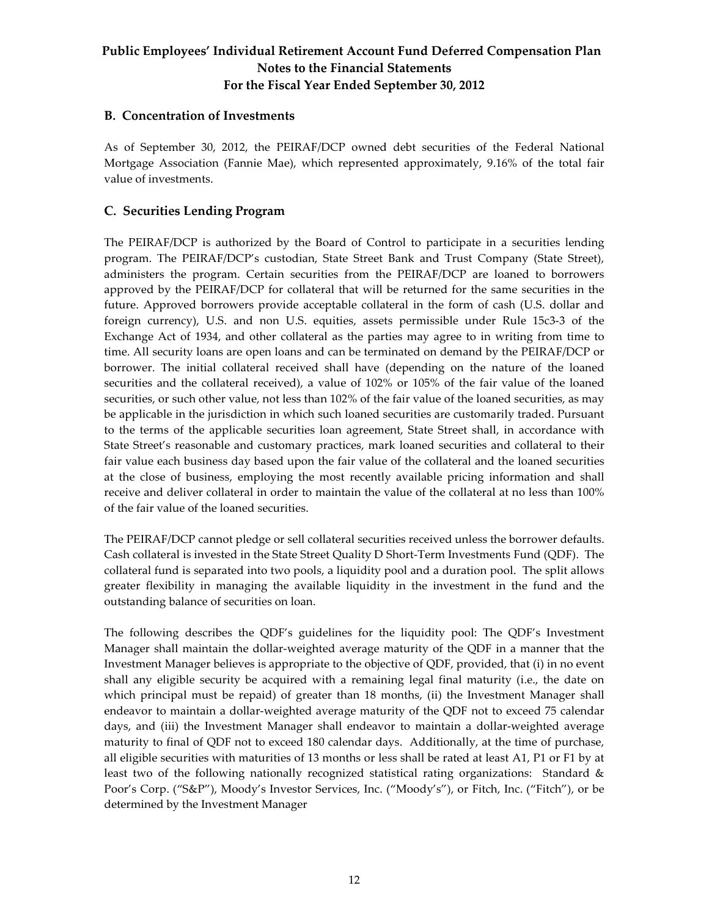## B. Concentration of Investments

As of September 30, 2012, the PEIRAF/DCP owned debt securities of the Federal National Mortgage Association (Fannie Mae), which represented approximately, 9.16% of the total fair value of investments.

## C. Securities Lending Program

The PEIRAF/DCP is authorized by the Board of Control to participate in a securities lending program. The PEIRAF/DCP's custodian, State Street Bank and Trust Company (State Street), administers the program. Certain securities from the PEIRAF/DCP are loaned to borrowers approved by the PEIRAF/DCP for collateral that will be returned for the same securities in the future. Approved borrowers provide acceptable collateral in the form of cash (U.S. dollar and foreign currency), U.S. and non U.S. equities, assets permissible under Rule 15c3-3 of the Exchange Act of 1934, and other collateral as the parties may agree to in writing from time to time. All security loans are open loans and can be terminated on demand by the PEIRAF/DCP or borrower. The initial collateral received shall have (depending on the nature of the loaned securities and the collateral received), a value of 102% or 105% of the fair value of the loaned securities, or such other value, not less than 102% of the fair value of the loaned securities, as may be applicable in the jurisdiction in which such loaned securities are customarily traded. Pursuant to the terms of the applicable securities loan agreement, State Street shall, in accordance with State Street's reasonable and customary practices, mark loaned securities and collateral to their fair value each business day based upon the fair value of the collateral and the loaned securities at the close of business, employing the most recently available pricing information and shall receive and deliver collateral in order to maintain the value of the collateral at no less than 100% of the fair value of the loaned securities.

The PEIRAF/DCP cannot pledge or sell collateral securities received unless the borrower defaults. Cash collateral is invested in the State Street Quality D Short-Term Investments Fund (QDF). The collateral fund is separated into two pools, a liquidity pool and a duration pool. The split allows greater flexibility in managing the available liquidity in the investment in the fund and the outstanding balance of securities on loan.

The following describes the QDF's guidelines for the liquidity pool: The QDF's Investment Manager shall maintain the dollar-weighted average maturity of the QDF in a manner that the Investment Manager believes is appropriate to the objective of QDF, provided, that (i) in no event shall any eligible security be acquired with a remaining legal final maturity (i.e., the date on which principal must be repaid) of greater than 18 months, (ii) the Investment Manager shall endeavor to maintain a dollar-weighted average maturity of the QDF not to exceed 75 calendar days, and (iii) the Investment Manager shall endeavor to maintain a dollar-weighted average maturity to final of QDF not to exceed 180 calendar days. Additionally, at the time of purchase, all eligible securities with maturities of 13 months or less shall be rated at least A1, P1 or F1 by at least two of the following nationally recognized statistical rating organizations: Standard & Poor's Corp. ("S&P"), Moody's Investor Services, Inc. ("Moody's"), or Fitch, Inc. ("Fitch"), or be determined by the Investment Manager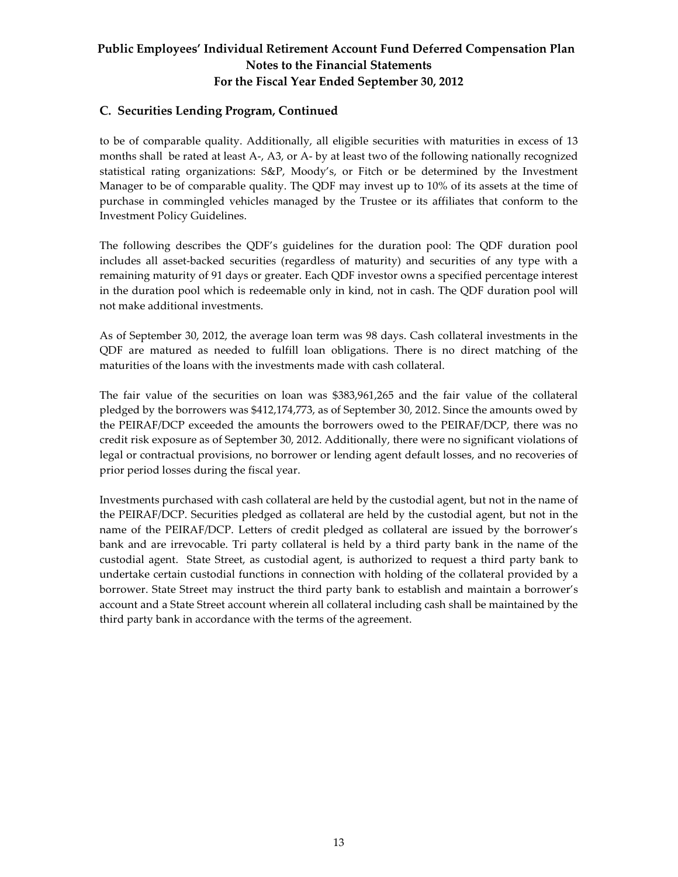## C. Securities Lending Program, Continued

to be of comparable quality. Additionally, all eligible securities with maturities in excess of 13 months shall be rated at least A-, A3, or A- by at least two of the following nationally recognized statistical rating organizations: S&P, Moody's, or Fitch or be determined by the Investment Manager to be of comparable quality. The QDF may invest up to 10% of its assets at the time of purchase in commingled vehicles managed by the Trustee or its affiliates that conform to the Investment Policy Guidelines.

The following describes the QDF's guidelines for the duration pool: The QDF duration pool includes all asset-backed securities (regardless of maturity) and securities of any type with a remaining maturity of 91 days or greater. Each QDF investor owns a specified percentage interest in the duration pool which is redeemable only in kind, not in cash. The QDF duration pool will not make additional investments.

As of September 30, 2012, the average loan term was 98 days. Cash collateral investments in the QDF are matured as needed to fulfill loan obligations. There is no direct matching of the maturities of the loans with the investments made with cash collateral.

The fair value of the securities on loan was $383,961,265 and the fair value of the collateral pledged by the borrowers was $412,174,773, as of September 30, 2012. Since the amounts owed by the PEIRAF/DCP exceeded the amounts the borrowers owed to the PEIRAF/DCP, there was no credit risk exposure as of September 30, 2012. Additionally, there were no significant violations of legal or contractual provisions, no borrower or lending agent default losses, and no recoveries of prior period losses during the fiscal year.

Investments purchased with cash collateral are held by the custodial agent, but not in the name of the PEIRAF/DCP. Securities pledged as collateral are held by the custodial agent, but not in the name of the PEIRAF/DCP. Letters of credit pledged as collateral are issued by the borrower's bank and are irrevocable. Tri party collateral is held by a third party bank in the name of the custodial agent. State Street, as custodial agent, is authorized to request a third party bank to undertake certain custodial functions in connection with holding of the collateral provided by a borrower. State Street may instruct the third party bank to establish and maintain a borrower's account and a State Street account wherein all collateral including cash shall be maintained by the third party bank in accordance with the terms of the agreement.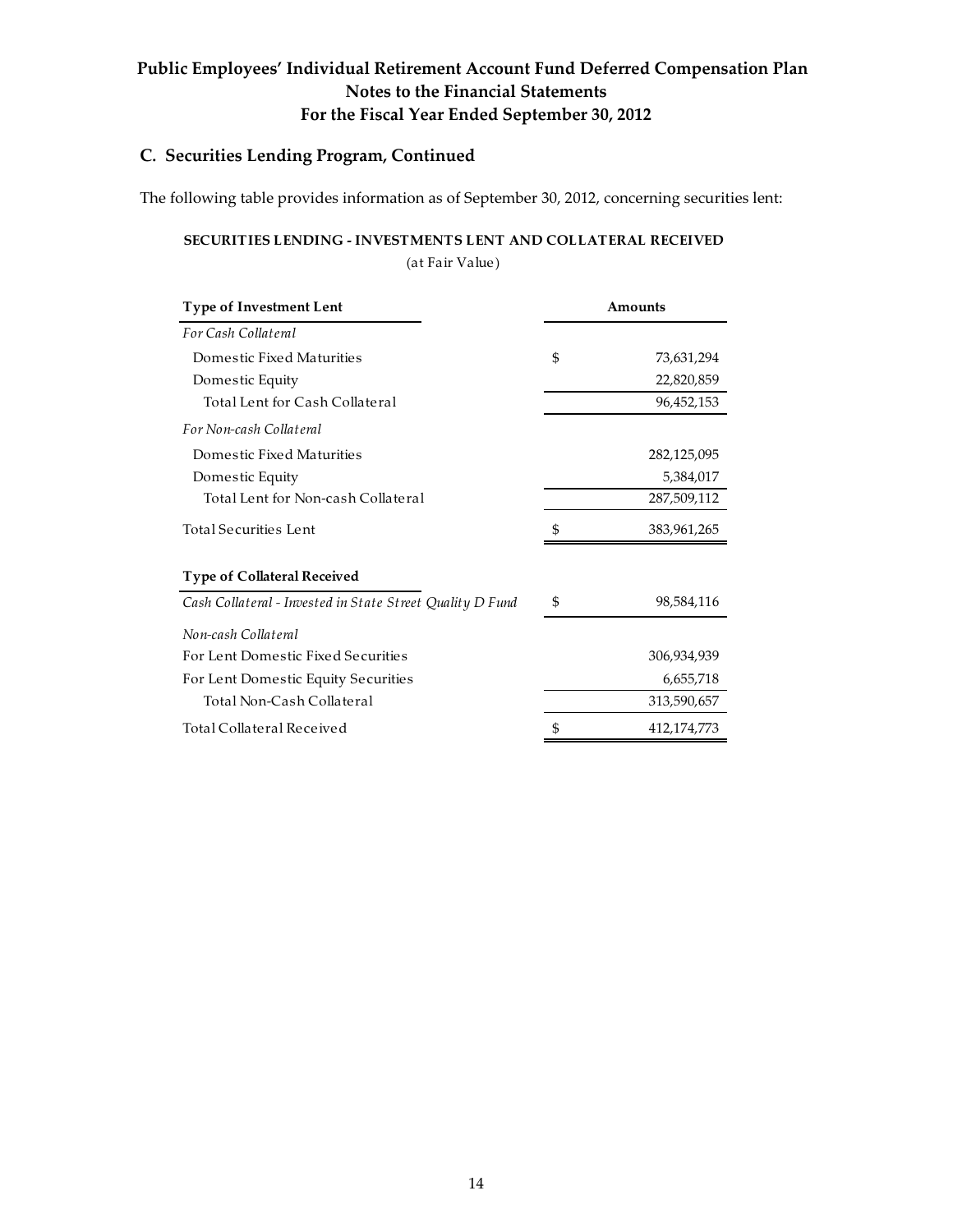# Public Employees' Individual Retirement Account Fund Deferred Compensation Plan
## Notes to the Financial Statements
## For the Fiscal Year Ended September 30, 2012

### C. Securities Lending Program, Continued

The following table provides information as of September 30, 2012, concerning securities lent:

**SECURITIES LENDING - INVESTMENTS LENT AND COLLATERAL RECEIVED**

(at Fair Value)

| Type of Investment Lent | | Amounts |
|---|---|---|
| *For Cash Collateral* | | |
| Domestic Fixed Maturities | $ | 73,631,294 |
| Domestic Equity | | 22,820,859 |
| Total Lent for Cash Collateral | | 96,452,153 |
| *For Non-cash Collateral* | | |
| Domestic Fixed Maturities | | 282,125,095 |
| Domestic Equity | | 5,384,017 |
| Total Lent for Non-cash Collateral | | 287,509,112 |
| Total Securities Lent | $ | 383,961,265 |
| **Type of Collateral Received** | | |
| *Cash Collateral - Invested in State Street Quality D Fund* | $ | 98,584,116 |
| *Non-cash Collateral* | | |
| For Lent Domestic Fixed Securities | | 306,934,939 |
| For Lent Domestic Equity Securities | | 6,655,718 |
| Total Non-Cash Collateral | | 313,590,657 |
| Total Collateral Received | $ | 412,174,773 |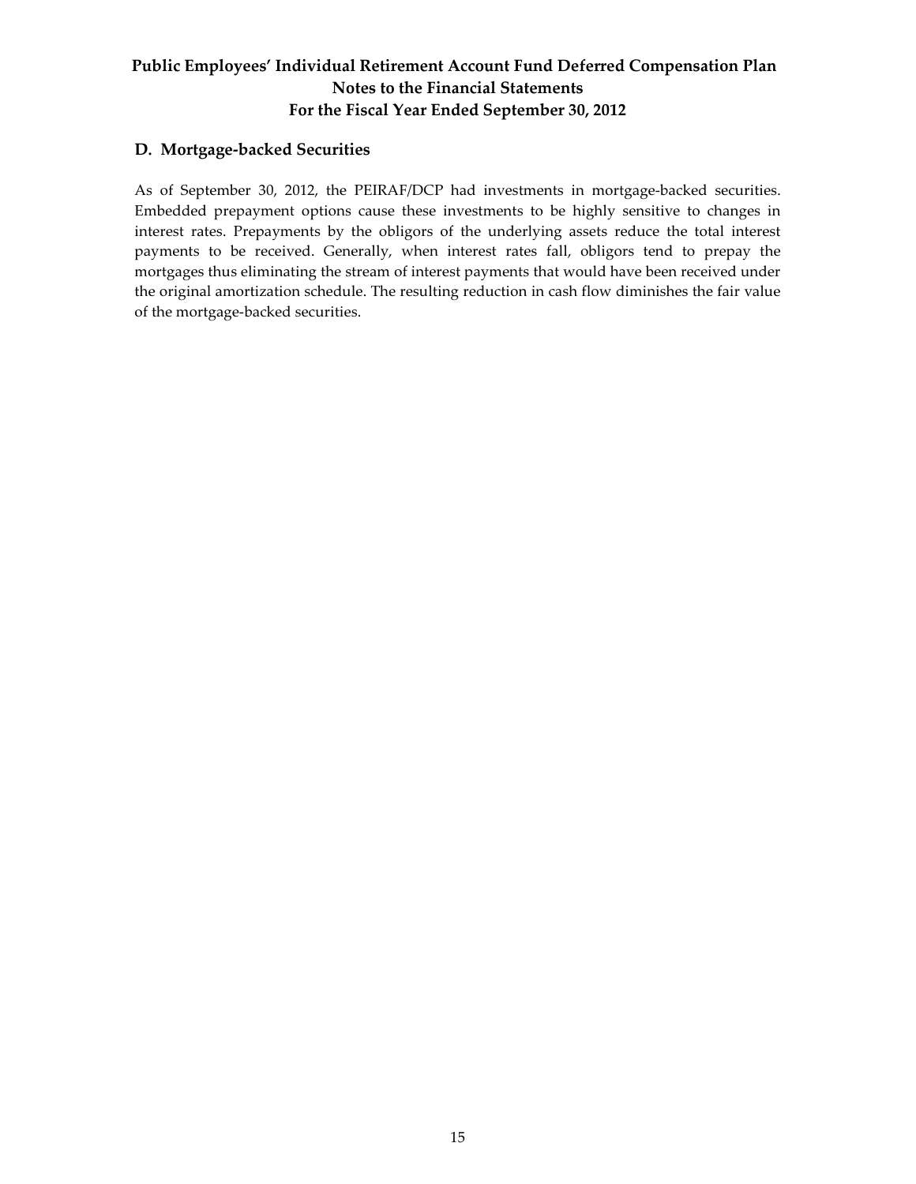## D. Mortgage-backed Securities

As of September 30, 2012, the PEIRAF/DCP had investments in mortgage-backed securities. Embedded prepayment options cause these investments to be highly sensitive to changes in interest rates. Prepayments by the obligors of the underlying assets reduce the total interest payments to be received. Generally, when interest rates fall, obligors tend to prepay the mortgages thus eliminating the stream of interest payments that would have been received under the original amortization schedule. The resulting reduction in cash flow diminishes the fair value of the mortgage-backed securities.